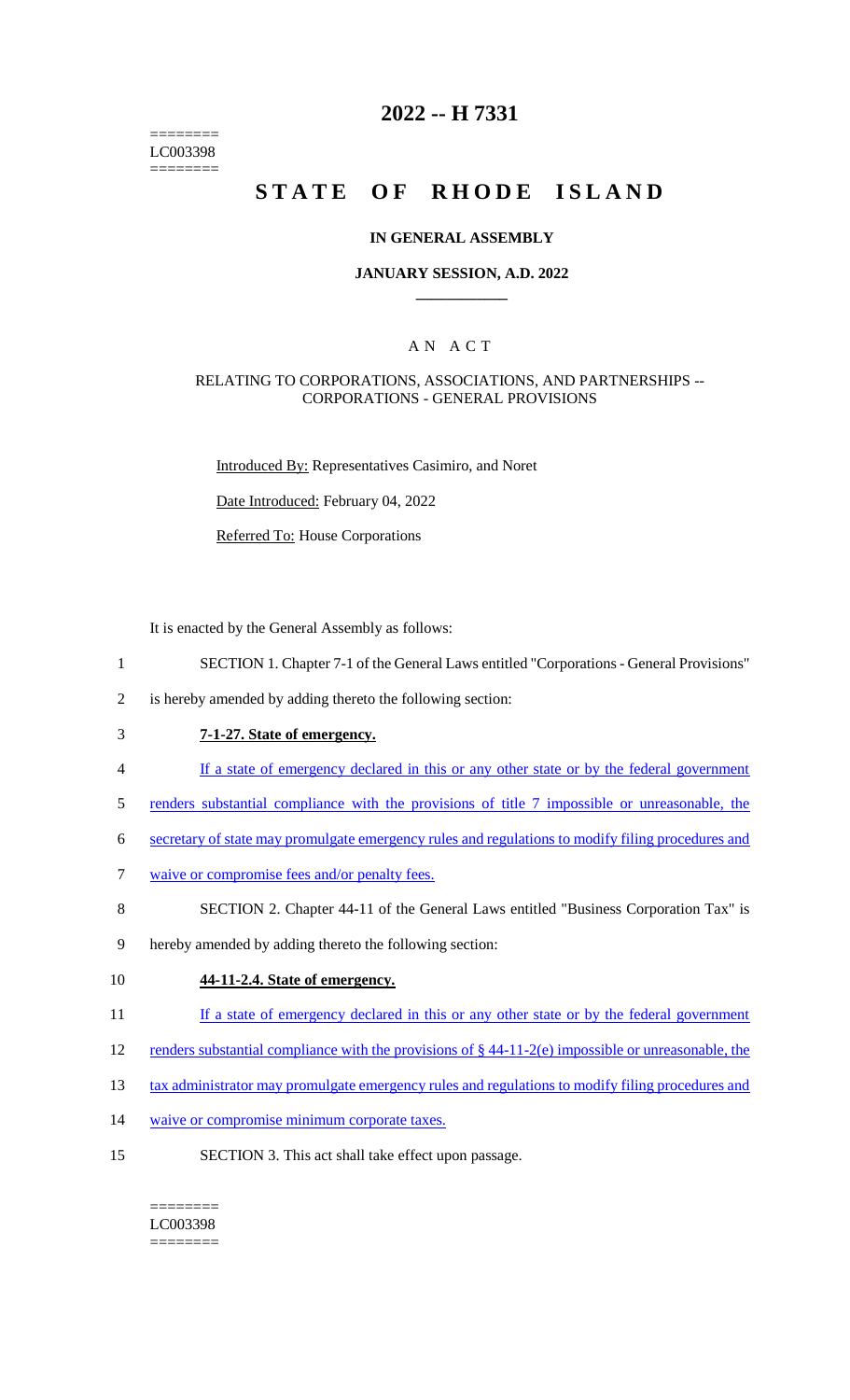========
LC003398
========

# 2022 -- H 7331

# STATE OF RHODE ISLAND

## IN GENERAL ASSEMBLY

### JANUARY SESSION, A.D. 2022

### A N A C T

RELATING TO CORPORATIONS, ASSOCIATIONS, AND PARTNERSHIPS -- CORPORATIONS - GENERAL PROVISIONS

Introduced By: Representatives Casimiro, and Noret

Date Introduced: February 04, 2022

Referred To: House Corporations

It is enacted by the General Assembly as follows:

1 SECTION 1. Chapter 7-1 of the General Laws entitled "Corporations - General Provisions"
2 is hereby amended by adding thereto the following section:
3 **7-1-27. State of emergency.**
4 If a state of emergency declared in this or any other state or by the federal government
5 renders substantial compliance with the provisions of title 7 impossible or unreasonable, the
6 secretary of state may promulgate emergency rules and regulations to modify filing procedures and
7 waive or compromise fees and/or penalty fees.
8 SECTION 2. Chapter 44-11 of the General Laws entitled "Business Corporation Tax" is
9 hereby amended by adding thereto the following section:
10 **44-11-2.4. State of emergency.**
11 If a state of emergency declared in this or any other state or by the federal government
12 renders substantial compliance with the provisions of § 44-11-2(e) impossible or unreasonable, the
13 tax administrator may promulgate emergency rules and regulations to modify filing procedures and
14 waive or compromise minimum corporate taxes.
15 SECTION 3. This act shall take effect upon passage.

========
LC003398
========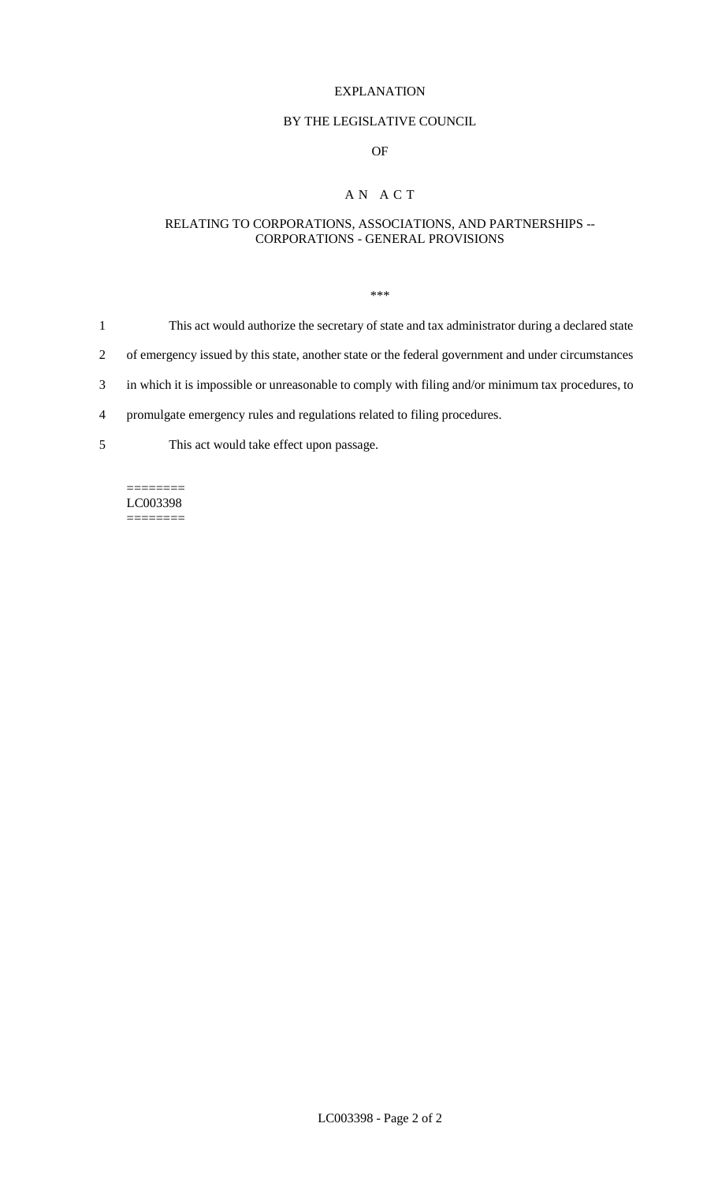EXPLANATION

BY THE LEGISLATIVE COUNCIL

OF

# A N A C T

RELATING TO CORPORATIONS, ASSOCIATIONS, AND PARTNERSHIPS -- CORPORATIONS - GENERAL PROVISIONS

\*\*\*

1 This act would authorize the secretary of state and tax administrator during a declared state
2 of emergency issued by this state, another state or the federal government and under circumstances
3 in which it is impossible or unreasonable to comply with filing and/or minimum tax procedures, to
4 promulgate emergency rules and regulations related to filing procedures.
5 This act would take effect upon passage.

========
LC003398
========